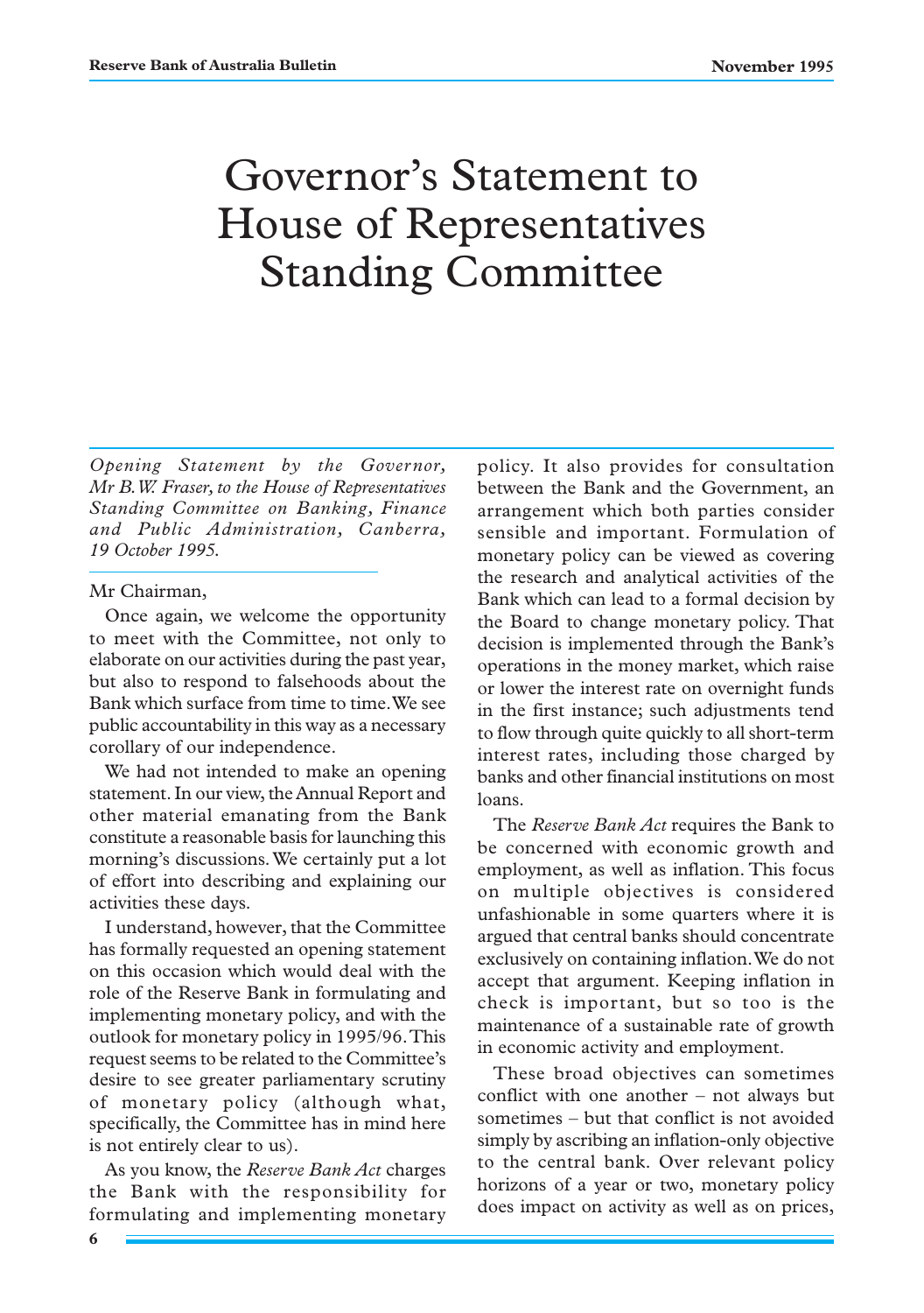# Governor's Statement to House of Representatives Standing Committee

*Opening Statement by the Governor, Mr B.W. Fraser, to the House of Representatives Standing Committee on Banking, Finance and Public Administration, Canberra, 19 October 1995.*

Mr Chairman,

Once again, we welcome the opportunity to meet with the Committee, not only to elaborate on our activities during the past year, but also to respond to falsehoods about the Bank which surface from time to time. We see public accountability in this way as a necessary corollary of our independence.

We had not intended to make an opening statement. In our view, the Annual Report and other material emanating from the Bank constitute a reasonable basis for launching this morning's discussions. We certainly put a lot of effort into describing and explaining our activities these days.

I understand, however, that the Committee has formally requested an opening statement on this occasion which would deal with the role of the Reserve Bank in formulating and implementing monetary policy, and with the outlook for monetary policy in 1995/96. This request seems to be related to the Committee's desire to see greater parliamentary scrutiny of monetary policy (although what, specifically, the Committee has in mind here is not entirely clear to us).

As you know, the *Reserve Bank Act* charges the Bank with the responsibility for formulating and implementing monetary policy. It also provides for consultation between the Bank and the Government, an arrangement which both parties consider sensible and important. Formulation of monetary policy can be viewed as covering the research and analytical activities of the Bank which can lead to a formal decision by the Board to change monetary policy. That decision is implemented through the Bank's operations in the money market, which raise or lower the interest rate on overnight funds in the first instance; such adjustments tend to flow through quite quickly to all short-term interest rates, including those charged by banks and other financial institutions on most loans.

The *Reserve Bank Act* requires the Bank to be concerned with economic growth and employment, as well as inflation. This focus on multiple objectives is considered unfashionable in some quarters where it is argued that central banks should concentrate exclusively on containing inflation. We do not accept that argument. Keeping inflation in check is important, but so too is the maintenance of a sustainable rate of growth in economic activity and employment.

These broad objectives can sometimes conflict with one another – not always but sometimes – but that conflict is not avoided simply by ascribing an inflation-only objective to the central bank. Over relevant policy horizons of a year or two, monetary policy does impact on activity as well as on prices,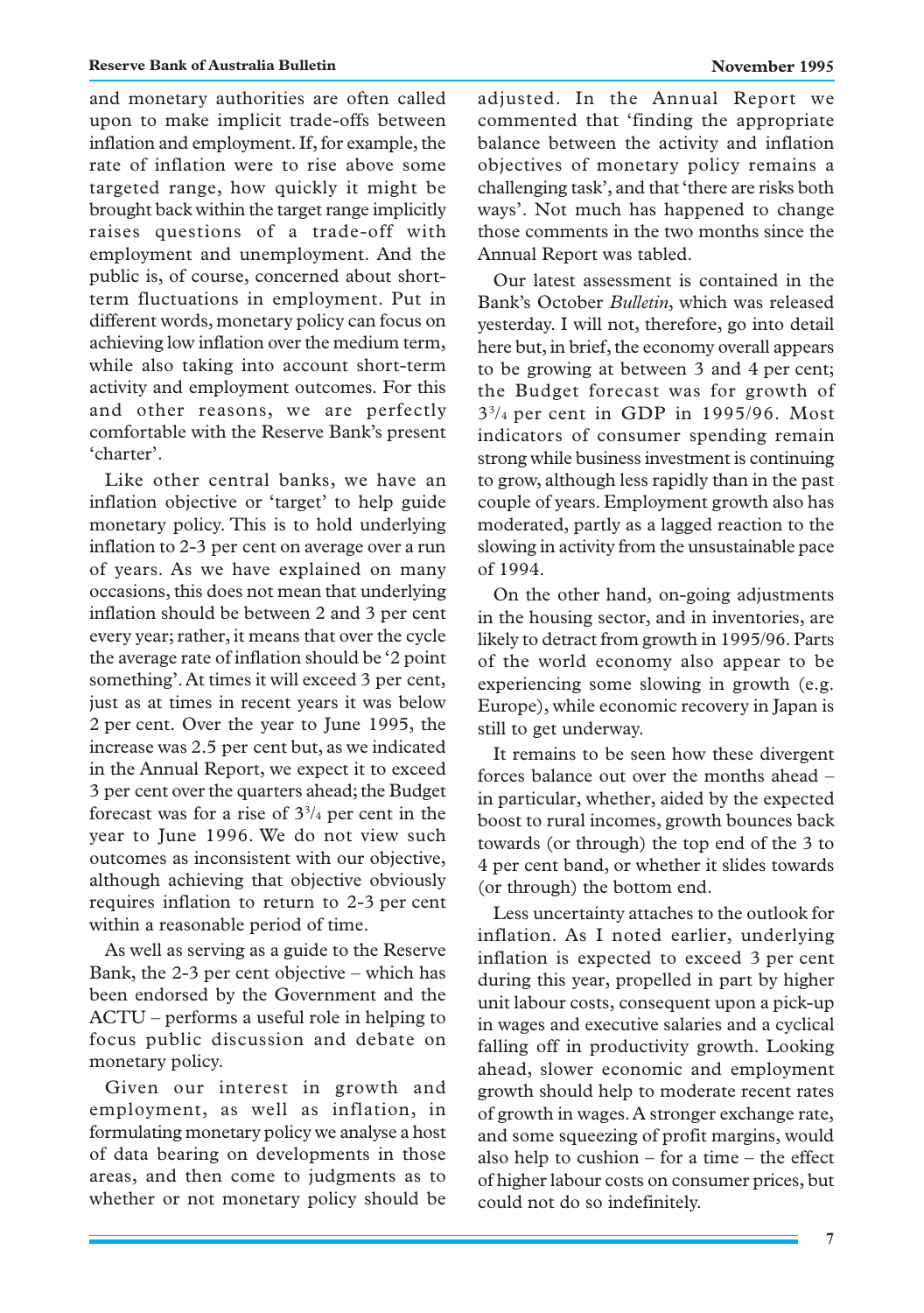and monetary authorities are often called upon to make implicit trade-offs between inflation and employment. If, for example, the rate of inflation were to rise above some targeted range, how quickly it might be brought back within the target range implicitly raises questions of a trade-off with employment and unemployment. And the public is, of course, concerned about short-term fluctuations in employment. Put in different words, monetary policy can focus on achieving low inflation over the medium term, while also taking into account short-term activity and employment outcomes. For this and other reasons, we are perfectly comfortable with the Reserve Bank's present 'charter'.

Like other central banks, we have an inflation objective or 'target' to help guide monetary policy. This is to hold underlying inflation to 2-3 per cent on average over a run of years. As we have explained on many occasions, this does not mean that underlying inflation should be between 2 and 3 per cent every year; rather, it means that over the cycle the average rate of inflation should be '2 point something'. At times it will exceed 3 per cent, just as at times in recent years it was below 2 per cent. Over the year to June 1995, the increase was 2.5 per cent but, as we indicated in the Annual Report, we expect it to exceed 3 per cent over the quarters ahead; the Budget forecast was for a rise of $3^3/_4$ per cent in the year to June 1996. We do not view such outcomes as inconsistent with our objective, although achieving that objective obviously requires inflation to return to 2-3 per cent within a reasonable period of time.

As well as serving as a guide to the Reserve Bank, the 2-3 per cent objective – which has been endorsed by the Government and the ACTU – performs a useful role in helping to focus public discussion and debate on monetary policy.

Given our interest in growth and employment, as well as inflation, in formulating monetary policy we analyse a host of data bearing on developments in those areas, and then come to judgments as to whether or not monetary policy should be adjusted. In the Annual Report we commented that 'finding the appropriate balance between the activity and inflation objectives of monetary policy remains a challenging task', and that 'there are risks both ways'. Not much has happened to change those comments in the two months since the Annual Report was tabled.

Our latest assessment is contained in the Bank's October *Bulletin*, which was released yesterday. I will not, therefore, go into detail here but, in brief, the economy overall appears to be growing at between 3 and 4 per cent; the Budget forecast was for growth of $3^3/_4$ per cent in GDP in 1995/96. Most indicators of consumer spending remain strong while business investment is continuing to grow, although less rapidly than in the past couple of years. Employment growth also has moderated, partly as a lagged reaction to the slowing in activity from the unsustainable pace of 1994.

On the other hand, on-going adjustments in the housing sector, and in inventories, are likely to detract from growth in 1995/96. Parts of the world economy also appear to be experiencing some slowing in growth (e.g. Europe), while economic recovery in Japan is still to get underway.

It remains to be seen how these divergent forces balance out over the months ahead – in particular, whether, aided by the expected boost to rural incomes, growth bounces back towards (or through) the top end of the 3 to 4 per cent band, or whether it slides towards (or through) the bottom end.

Less uncertainty attaches to the outlook for inflation. As I noted earlier, underlying inflation is expected to exceed 3 per cent during this year, propelled in part by higher unit labour costs, consequent upon a pick-up in wages and executive salaries and a cyclical falling off in productivity growth. Looking ahead, slower economic and employment growth should help to moderate recent rates of growth in wages. A stronger exchange rate, and some squeezing of profit margins, would also help to cushion – for a time – the effect of higher labour costs on consumer prices, but could not do so indefinitely.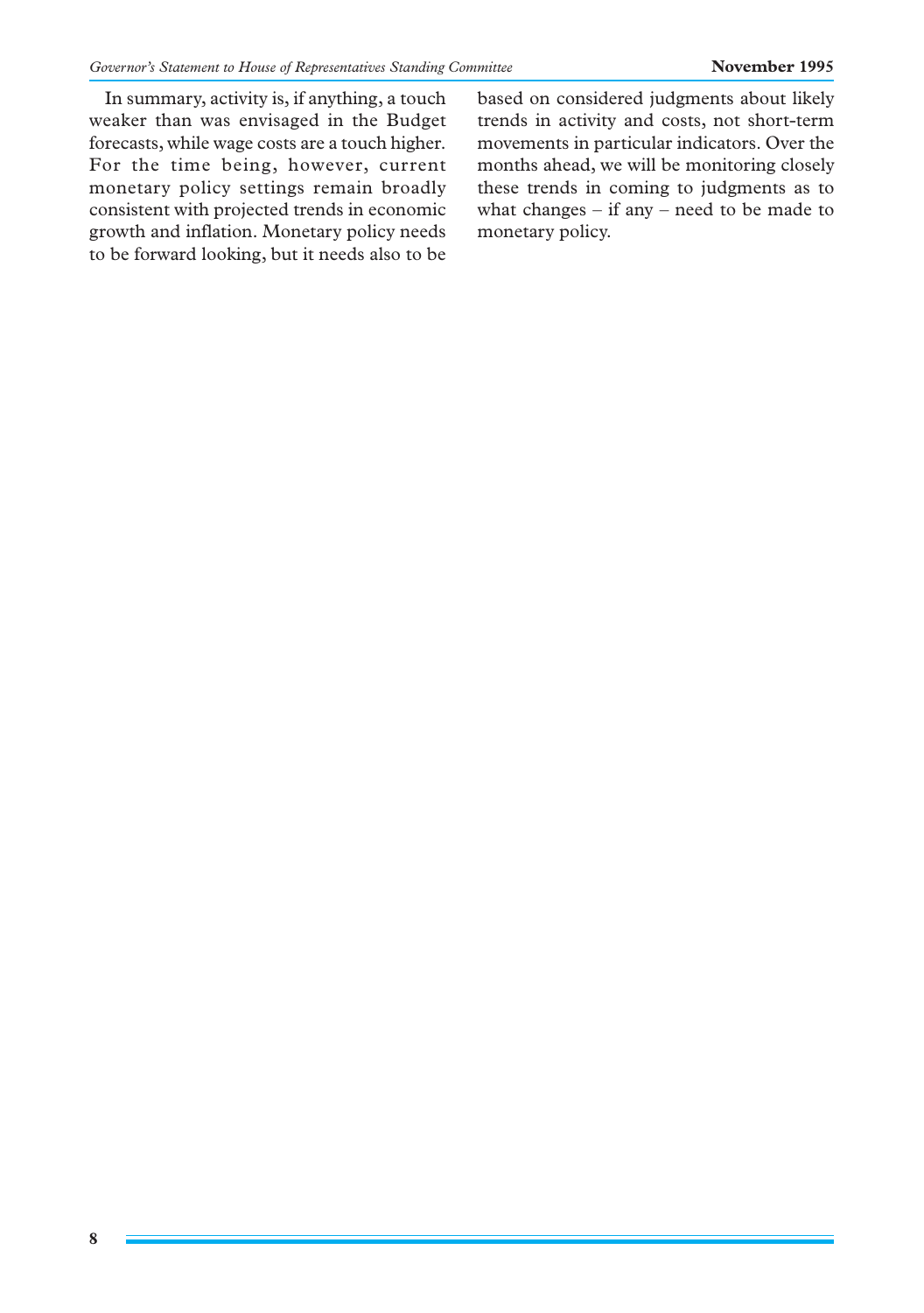In summary, activity is, if anything, a touch weaker than was envisaged in the Budget forecasts, while wage costs are a touch higher. For the time being, however, current monetary policy settings remain broadly consistent with projected trends in economic growth and inflation. Monetary policy needs to be forward looking, but it needs also to be based on considered judgments about likely trends in activity and costs, not short-term movements in particular indicators. Over the months ahead, we will be monitoring closely these trends in coming to judgments as to what changes – if any – need to be made to monetary policy.